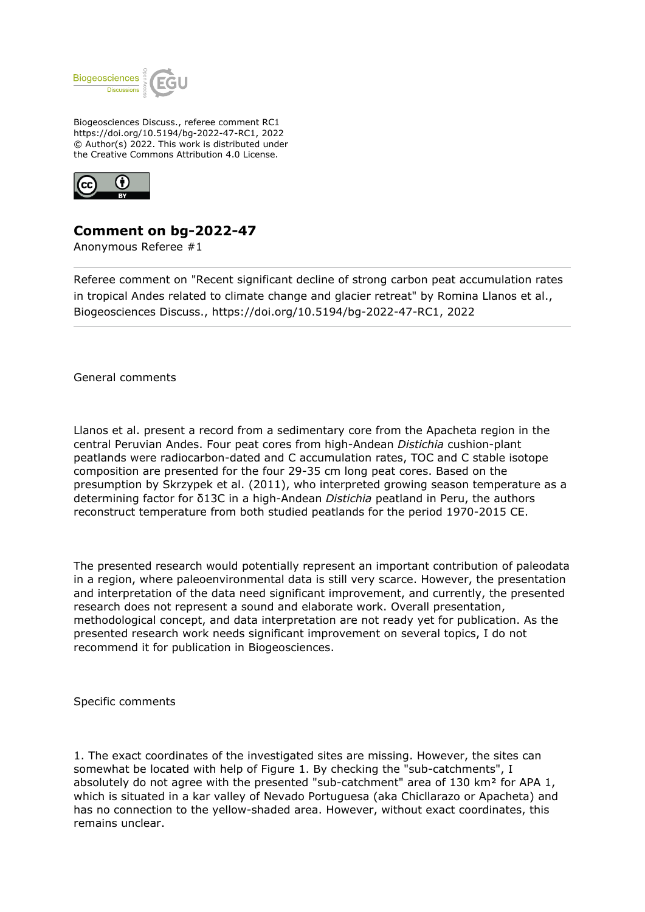Biogeosciences Discuss., referee comment RC1
https://doi.org/10.5194/bg-2022-47-RC1, 2022
© Author(s) 2022. This work is distributed under
the Creative Commons Attribution 4.0 License.

## Comment on bg-2022-47

Anonymous Referee #1

---

Referee comment on "Recent significant decline of strong carbon peat accumulation rates in tropical Andes related to climate change and glacier retreat" by Romina Llanos et al., Biogeosciences Discuss., https://doi.org/10.5194/bg-2022-47-RC1, 2022

---

General comments

Llanos et al. present a record from a sedimentary core from the Apacheta region in the central Peruvian Andes. Four peat cores from high-Andean *Distichia* cushion-plant peatlands were radiocarbon-dated and C accumulation rates, TOC and C stable isotope composition are presented for the four 29-35 cm long peat cores. Based on the presumption by Skrzypek et al. (2011), who interpreted growing season temperature as a determining factor for δ13C in a high-Andean *Distichia* peatland in Peru, the authors reconstruct temperature from both studied peatlands for the period 1970-2015 CE.

The presented research would potentially represent an important contribution of paleodata in a region, where paleoenvironmental data is still very scarce. However, the presentation and interpretation of the data need significant improvement, and currently, the presented research does not represent a sound and elaborate work. Overall presentation, methodological concept, and data interpretation are not ready yet for publication. As the presented research work needs significant improvement on several topics, I do not recommend it for publication in Biogeosciences.

Specific comments

1. The exact coordinates of the investigated sites are missing. However, the sites can somewhat be located with help of Figure 1. By checking the "sub-catchments", I absolutely do not agree with the presented "sub-catchment" area of 130 km² for APA 1, which is situated in a kar valley of Nevado Portuguesa (aka Chicllarazo or Apacheta) and has no connection to the yellow-shaded area. However, without exact coordinates, this remains unclear.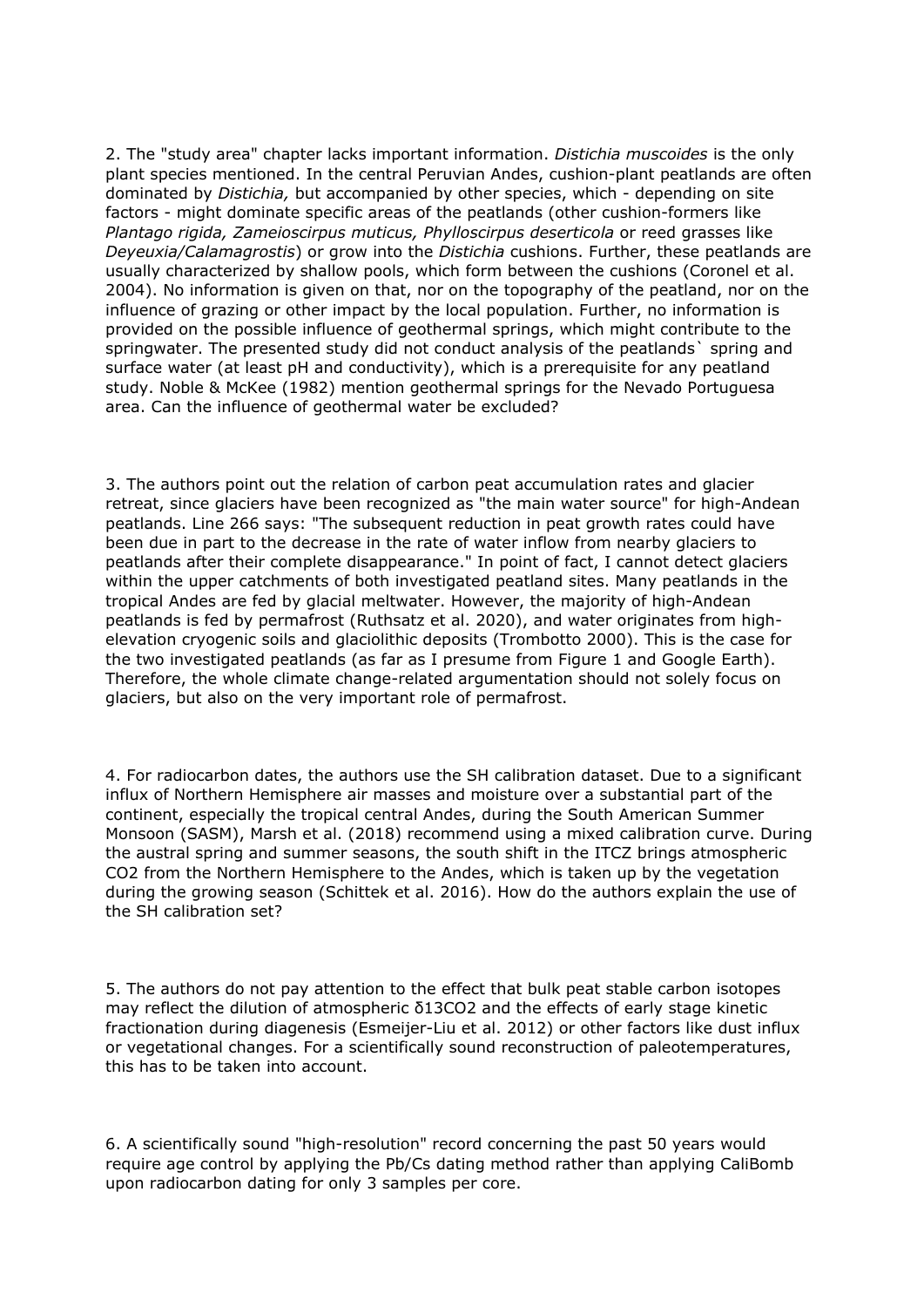2. The "study area" chapter lacks important information. *Distichia muscoides* is the only plant species mentioned. In the central Peruvian Andes, cushion-plant peatlands are often dominated by *Distichia,* but accompanied by other species, which - depending on site factors - might dominate specific areas of the peatlands (other cushion-formers like *Plantago rigida, Zameioscirpus muticus, Phylloscirpus deserticola* or reed grasses like *Deyeuxia/Calamagrostis*) or grow into the *Distichia* cushions. Further, these peatlands are usually characterized by shallow pools, which form between the cushions (Coronel et al. 2004). No information is given on that, nor on the topography of the peatland, nor on the influence of grazing or other impact by the local population. Further, no information is provided on the possible influence of geothermal springs, which might contribute to the springwater. The presented study did not conduct analysis of the peatlands` spring and surface water (at least pH and conductivity), which is a prerequisite for any peatland study. Noble & McKee (1982) mention geothermal springs for the Nevado Portuguesa area. Can the influence of geothermal water be excluded?

3. The authors point out the relation of carbon peat accumulation rates and glacier retreat, since glaciers have been recognized as "the main water source" for high-Andean peatlands. Line 266 says: "The subsequent reduction in peat growth rates could have been due in part to the decrease in the rate of water inflow from nearby glaciers to peatlands after their complete disappearance." In point of fact, I cannot detect glaciers within the upper catchments of both investigated peatland sites. Many peatlands in the tropical Andes are fed by glacial meltwater. However, the majority of high-Andean peatlands is fed by permafrost (Ruthsatz et al. 2020), and water originates from high-elevation cryogenic soils and glaciolithic deposits (Trombotto 2000). This is the case for the two investigated peatlands (as far as I presume from Figure 1 and Google Earth). Therefore, the whole climate change-related argumentation should not solely focus on glaciers, but also on the very important role of permafrost.

4. For radiocarbon dates, the authors use the SH calibration dataset. Due to a significant influx of Northern Hemisphere air masses and moisture over a substantial part of the continent, especially the tropical central Andes, during the South American Summer Monsoon (SASM), Marsh et al. (2018) recommend using a mixed calibration curve. During the austral spring and summer seasons, the south shift in the ITCZ brings atmospheric $CO_2$ from the Northern Hemisphere to the Andes, which is taken up by the vegetation during the growing season (Schittek et al. 2016). How do the authors explain the use of the SH calibration set?

5. The authors do not pay attention to the effect that bulk peat stable carbon isotopes may reflect the dilution of atmospheric $\delta^{13}CO_2$ and the effects of early stage kinetic fractionation during diagenesis (Esmeijer-Liu et al. 2012) or other factors like dust influx or vegetational changes. For a scientifically sound reconstruction of paleotemperatures, this has to be taken into account.

6. A scientifically sound "high-resolution" record concerning the past 50 years would require age control by applying the Pb/Cs dating method rather than applying CaliBomb upon radiocarbon dating for only 3 samples per core.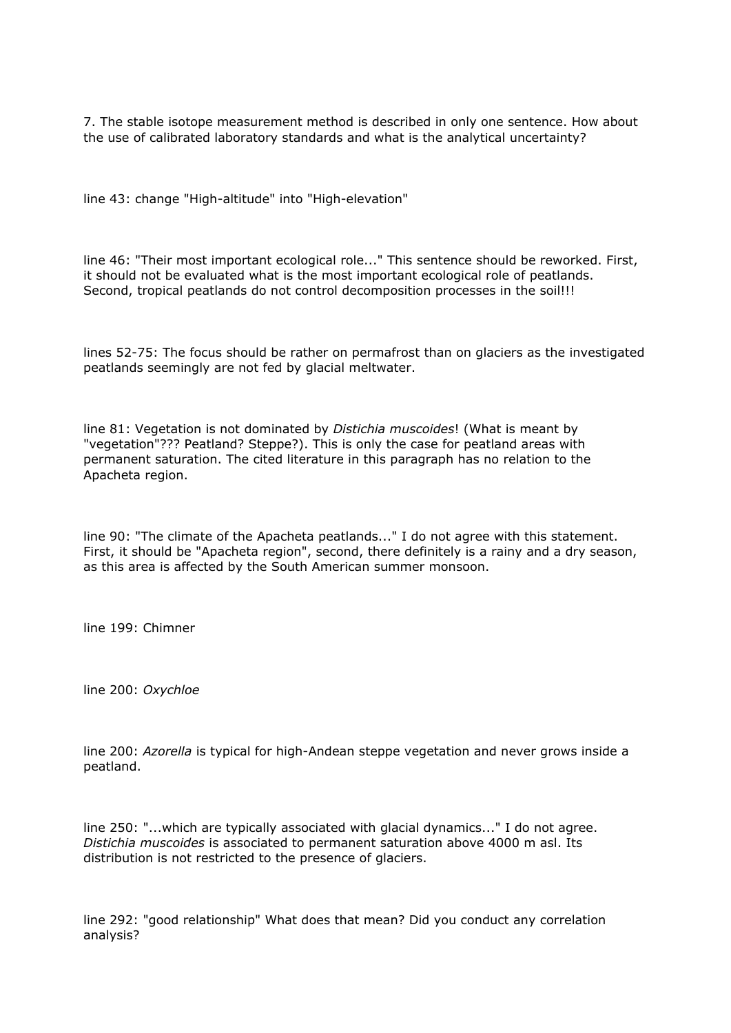7. The stable isotope measurement method is described in only one sentence. How about the use of calibrated laboratory standards and what is the analytical uncertainty?

line 43: change "High-altitude" into "High-elevation"

line 46: "Their most important ecological role..." This sentence should be reworked. First, it should not be evaluated what is the most important ecological role of peatlands. Second, tropical peatlands do not control decomposition processes in the soil!!!

lines 52-75: The focus should be rather on permafrost than on glaciers as the investigated peatlands seemingly are not fed by glacial meltwater.

line 81: Vegetation is not dominated by *Distichia muscoides*! (What is meant by "vegetation"??? Peatland? Steppe?). This is only the case for peatland areas with permanent saturation. The cited literature in this paragraph has no relation to the Apacheta region.

line 90: "The climate of the Apacheta peatlands..." I do not agree with this statement. First, it should be "Apacheta region", second, there definitely is a rainy and a dry season, as this area is affected by the South American summer monsoon.

line 199: Chimner

line 200: *Oxychloe*

line 200: *Azorella* is typical for high-Andean steppe vegetation and never grows inside a peatland.

line 250: "...which are typically associated with glacial dynamics..." I do not agree. *Distichia muscoides* is associated to permanent saturation above 4000 m asl. Its distribution is not restricted to the presence of glaciers.

line 292: "good relationship" What does that mean? Did you conduct any correlation analysis?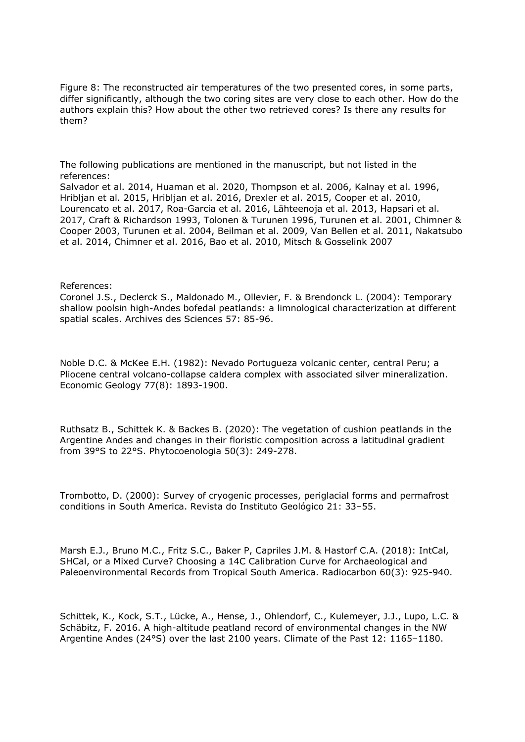Figure 8: The reconstructed air temperatures of the two presented cores, in some parts, differ significantly, although the two coring sites are very close to each other. How do the authors explain this? How about the other two retrieved cores? Is there any results for them?

The following publications are mentioned in the manuscript, but not listed in the references:
Salvador et al. 2014, Huaman et al. 2020, Thompson et al. 2006, Kalnay et al. 1996, Hribljan et al. 2015, Hribljan et al. 2016, Drexler et al. 2015, Cooper et al. 2010, Lourencato et al. 2017, Roa-Garcia et al. 2016, Lähteenoja et al. 2013, Hapsari et al. 2017, Craft & Richardson 1993, Tolonen & Turunen 1996, Turunen et al. 2001, Chimner & Cooper 2003, Turunen et al. 2004, Beilman et al. 2009, Van Bellen et al. 2011, Nakatsubo et al. 2014, Chimner et al. 2016, Bao et al. 2010, Mitsch & Gosselink 2007

References:
Coronel J.S., Declerck S., Maldonado M., Ollevier, F. & Brendonck L. (2004): Temporary shallow poolsin high-Andes bofedal peatlands: a limnological characterization at different spatial scales. Archives des Sciences 57: 85-96.

Noble D.C. & McKee E.H. (1982): Nevado Portugueza volcanic center, central Peru; a Pliocene central volcano-collapse caldera complex with associated silver mineralization. Economic Geology 77(8): 1893-1900.

Ruthsatz B., Schittek K. & Backes B. (2020): The vegetation of cushion peatlands in the Argentine Andes and changes in their floristic composition across a latitudinal gradient from 39°S to 22°S. Phytocoenologia 50(3): 249-278.

Trombotto, D. (2000): Survey of cryogenic processes, periglacial forms and permafrost conditions in South America. Revista do Instituto Geológico 21: 33–55.

Marsh E.J., Bruno M.C., Fritz S.C., Baker P, Capriles J.M. & Hastorf C.A. (2018): IntCal, SHCal, or a Mixed Curve? Choosing a 14C Calibration Curve for Archaeological and Paleoenvironmental Records from Tropical South America. Radiocarbon 60(3): 925-940.

Schittek, K., Kock, S.T., Lücke, A., Hense, J., Ohlendorf, C., Kulemeyer, J.J., Lupo, L.C. & Schäbitz, F. 2016. A high-altitude peatland record of environmental changes in the NW Argentine Andes (24°S) over the last 2100 years. Climate of the Past 12: 1165–1180.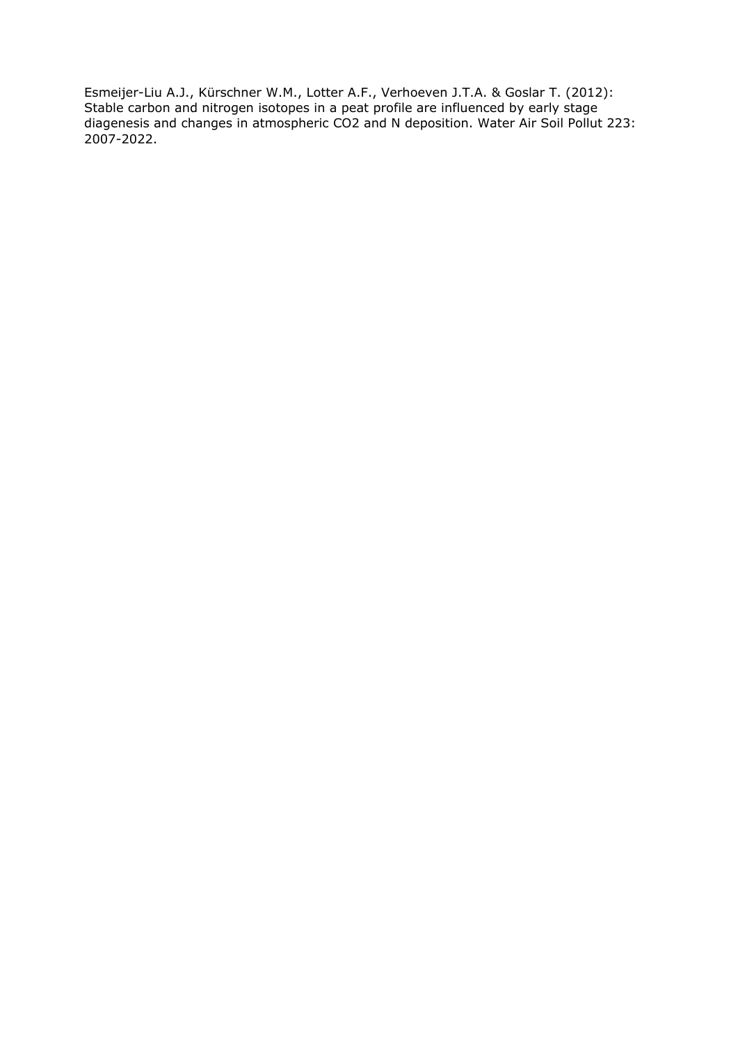Esmeijer-Liu A.J., Kürschner W.M., Lotter A.F., Verhoeven J.T.A. & Goslar T. (2012): Stable carbon and nitrogen isotopes in a peat profile are influenced by early stage diagenesis and changes in atmospheric $CO_2$ and N deposition. Water Air Soil Pollut 223: 2007-2022.